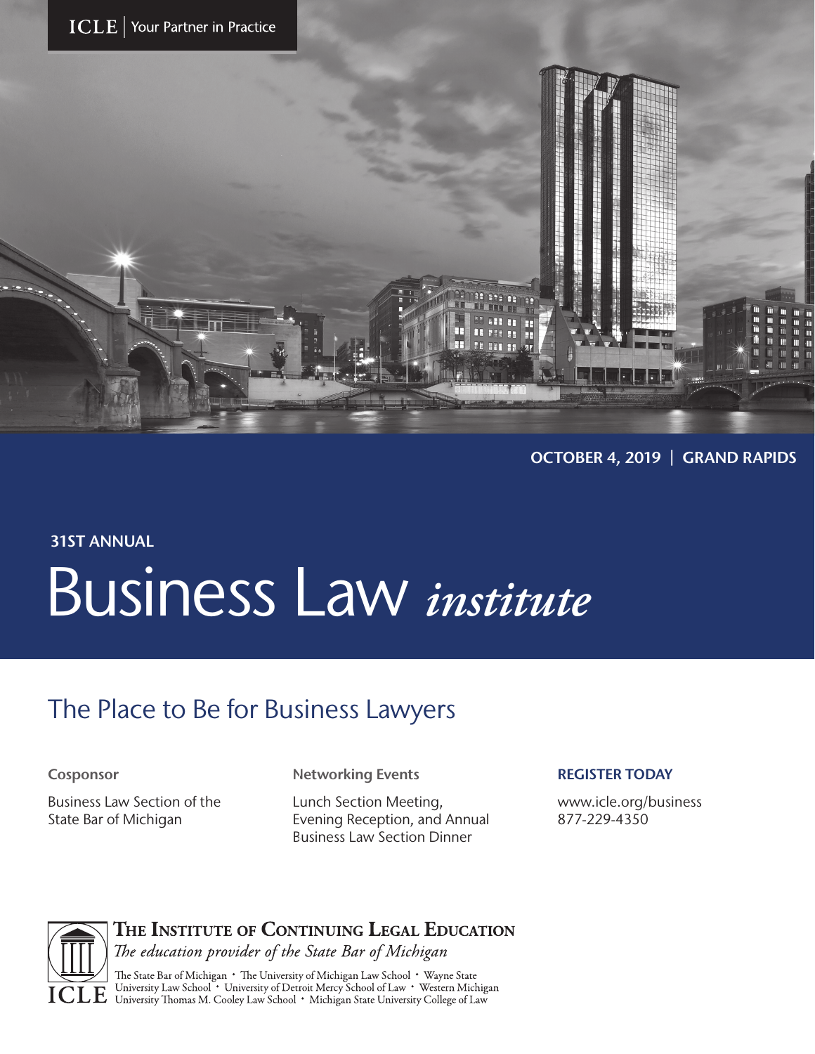ICLE | Your Partner in Practice

**OCTOBER 4, 2019 | GRAND RAPIDS**

**31ST ANNUAL**

# Business Law *institute*

## The Place to Be for Business Lawyers

**Cosponsor**

Business Law Section of the State Bar of Michigan

**Networking Events**

Lunch Section Meeting, Evening Reception, and Annual Business Law Section Dinner

**REGISTER TODAY**

www.icle.org/business
877-229-4350

**The Institute of Continuing Legal Education**

*The education provider of the State Bar of Michigan*

The State Bar of Michigan • The University of Michigan Law School • Wayne State University Law School • University of Detroit Mercy School of Law • Western Michigan University Thomas M. Cooley Law School • Michigan State University College of Law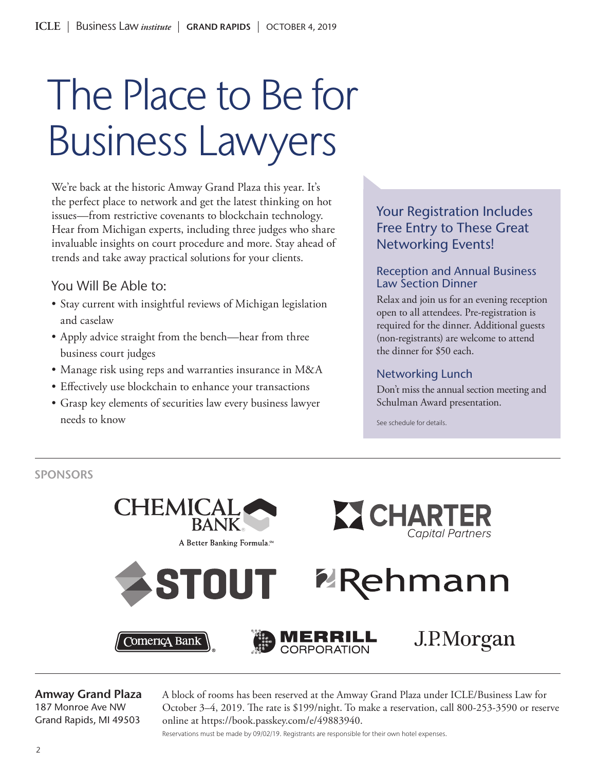# The Place to Be for Business Lawyers

We're back at the historic Amway Grand Plaza this year. It's the perfect place to network and get the latest thinking on hot issues—from restrictive covenants to blockchain technology. Hear from Michigan experts, including three judges who share invaluable insights on court procedure and more. Stay ahead of trends and take away practical solutions for your clients.

## You Will Be Able to:

- Stay current with insightful reviews of Michigan legislation and caselaw
- Apply advice straight from the bench—hear from three business court judges
- Manage risk using reps and warranties insurance in M&A
- Effectively use blockchain to enhance your transactions
- Grasp key elements of securities law every business lawyer needs to know

## Your Registration Includes Free Entry to These Great Networking Events!

### Reception and Annual Business Law Section Dinner

Relax and join us for an evening reception open to all attendees. Pre-registration is required for the dinner. Additional guests (non-registrants) are welcome to attend the dinner for $50 each.

### Networking Lunch

Don't miss the annual section meeting and Schulman Award presentation.

See schedule for details.

## SPONSORS

Chemical Bank — A Better Banking Formula.℠

Charter Capital Partners

Stout

Rehmann

Comerica Bank

Merrill Corporation

J.P.Morgan

**Amway Grand Plaza**
187 Monroe Ave NW
Grand Rapids, MI 49503

A block of rooms has been reserved at the Amway Grand Plaza under ICLE/Business Law for October 3–4, 2019. The rate is $199/night. To make a reservation, call 800-253-3590 or reserve online at https://book.passkey.com/e/49883940.

Reservations must be made by 09/02/19. Registrants are responsible for their own hotel expenses.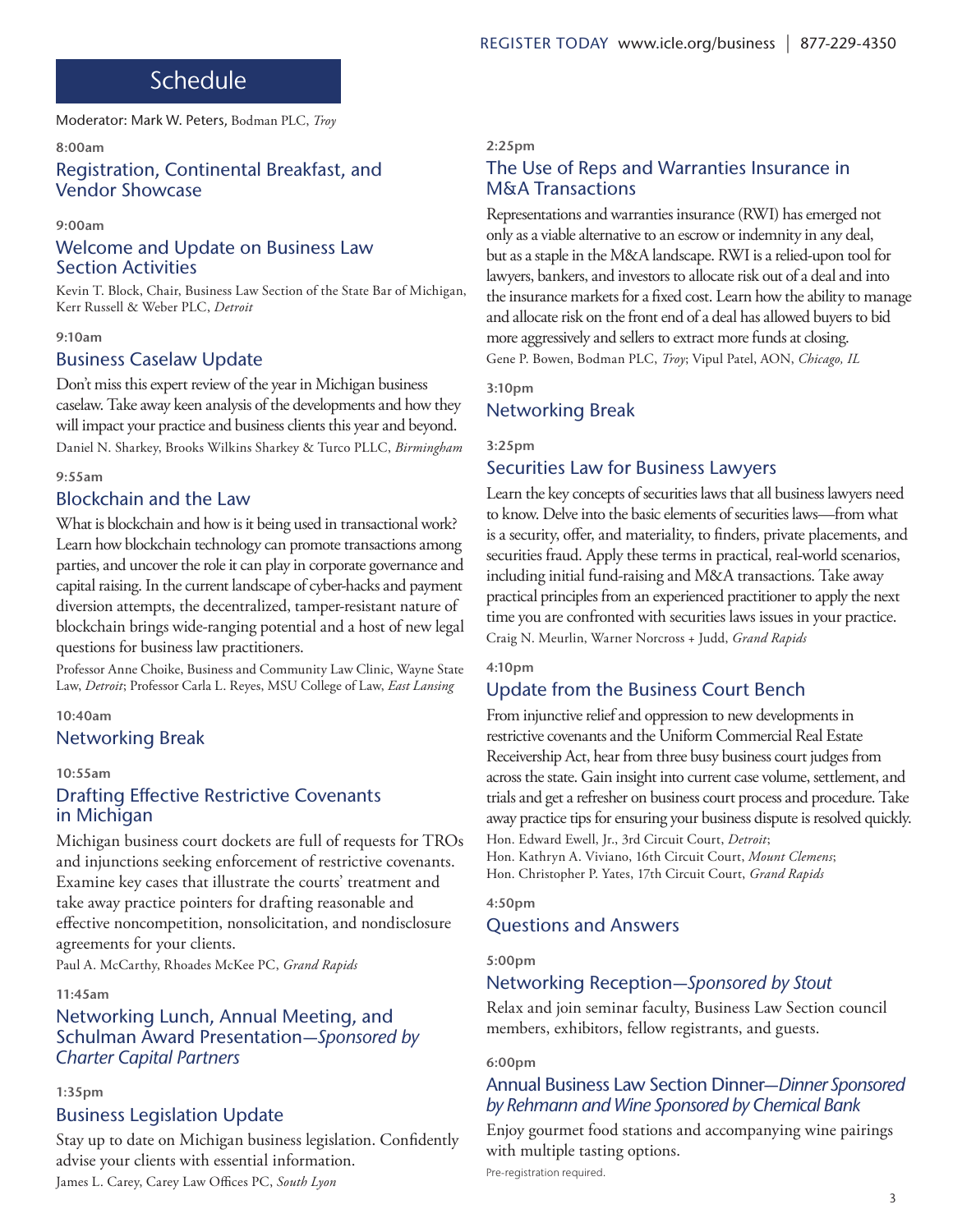# Schedule

Moderator: Mark W. Peters, Bodman PLC, *Troy*

**8:00am**

## Registration, Continental Breakfast, and Vendor Showcase

**9:00am**

## Welcome and Update on Business Law Section Activities

Kevin T. Block, Chair, Business Law Section of the State Bar of Michigan, Kerr Russell & Weber PLC, *Detroit*

**9:10am**

## Business Caselaw Update

Don't miss this expert review of the year in Michigan business caselaw. Take away keen analysis of the developments and how they will impact your practice and business clients this year and beyond.

Daniel N. Sharkey, Brooks Wilkins Sharkey & Turco PLLC, *Birmingham*

**9:55am**

## Blockchain and the Law

What is blockchain and how is it being used in transactional work? Learn how blockchain technology can promote transactions among parties, and uncover the role it can play in corporate governance and capital raising. In the current landscape of cyber-hacks and payment diversion attempts, the decentralized, tamper-resistant nature of blockchain brings wide-ranging potential and a host of new legal questions for business law practitioners.

Professor Anne Choike, Business and Community Law Clinic, Wayne State Law, *Detroit*; Professor Carla L. Reyes, MSU College of Law, *East Lansing*

**10:40am**

## Networking Break

**10:55am**

## Drafting Effective Restrictive Covenants in Michigan

Michigan business court dockets are full of requests for TROs and injunctions seeking enforcement of restrictive covenants. Examine key cases that illustrate the courts' treatment and take away practice pointers for drafting reasonable and effective noncompetition, nonsolicitation, and nondisclosure agreements for your clients.

Paul A. McCarthy, Rhoades McKee PC, *Grand Rapids*

**11:45am**

## Networking Lunch, Annual Meeting, and Schulman Award Presentation—*Sponsored by Charter Capital Partners*

**1:35pm**

## Business Legislation Update

Stay up to date on Michigan business legislation. Confidently advise your clients with essential information.

James L. Carey, Carey Law Offices PC, *South Lyon*

**2:25pm**

## The Use of Reps and Warranties Insurance in M&A Transactions

Representations and warranties insurance (RWI) has emerged not only as a viable alternative to an escrow or indemnity in any deal, but as a staple in the M&A landscape. RWI is a relied-upon tool for lawyers, bankers, and investors to allocate risk out of a deal and into the insurance markets for a fixed cost. Learn how the ability to manage and allocate risk on the front end of a deal has allowed buyers to bid more aggressively and sellers to extract more funds at closing.

Gene P. Bowen, Bodman PLC, *Troy*; Vipul Patel, AON, *Chicago, IL*

**3:10pm**

## Networking Break

**3:25pm**

## Securities Law for Business Lawyers

Learn the key concepts of securities laws that all business lawyers need to know. Delve into the basic elements of securities laws—from what is a security, offer, and materiality, to finders, private placements, and securities fraud. Apply these terms in practical, real-world scenarios, including initial fund-raising and M&A transactions. Take away practical principles from an experienced practitioner to apply the next time you are confronted with securities laws issues in your practice.

Craig N. Meurlin, Warner Norcross + Judd, *Grand Rapids*

**4:10pm**

## Update from the Business Court Bench

From injunctive relief and oppression to new developments in restrictive covenants and the Uniform Commercial Real Estate Receivership Act, hear from three busy business court judges from across the state. Gain insight into current case volume, settlement, and trials and get a refresher on business court process and procedure. Take away practice tips for ensuring your business dispute is resolved quickly.

Hon. Edward Ewell, Jr., 3rd Circuit Court, *Detroit*;
Hon. Kathryn A. Viviano, 16th Circuit Court, *Mount Clemens*;
Hon. Christopher P. Yates, 17th Circuit Court, *Grand Rapids*

**4:50pm**

## Questions and Answers

**5:00pm**

## Networking Reception—*Sponsored by Stout*

Relax and join seminar faculty, Business Law Section council members, exhibitors, fellow registrants, and guests.

**6:00pm**

## Annual Business Law Section Dinner—*Dinner Sponsored by Rehmann and Wine Sponsored by Chemical Bank*

Enjoy gourmet food stations and accompanying wine pairings with multiple tasting options.

Pre-registration required.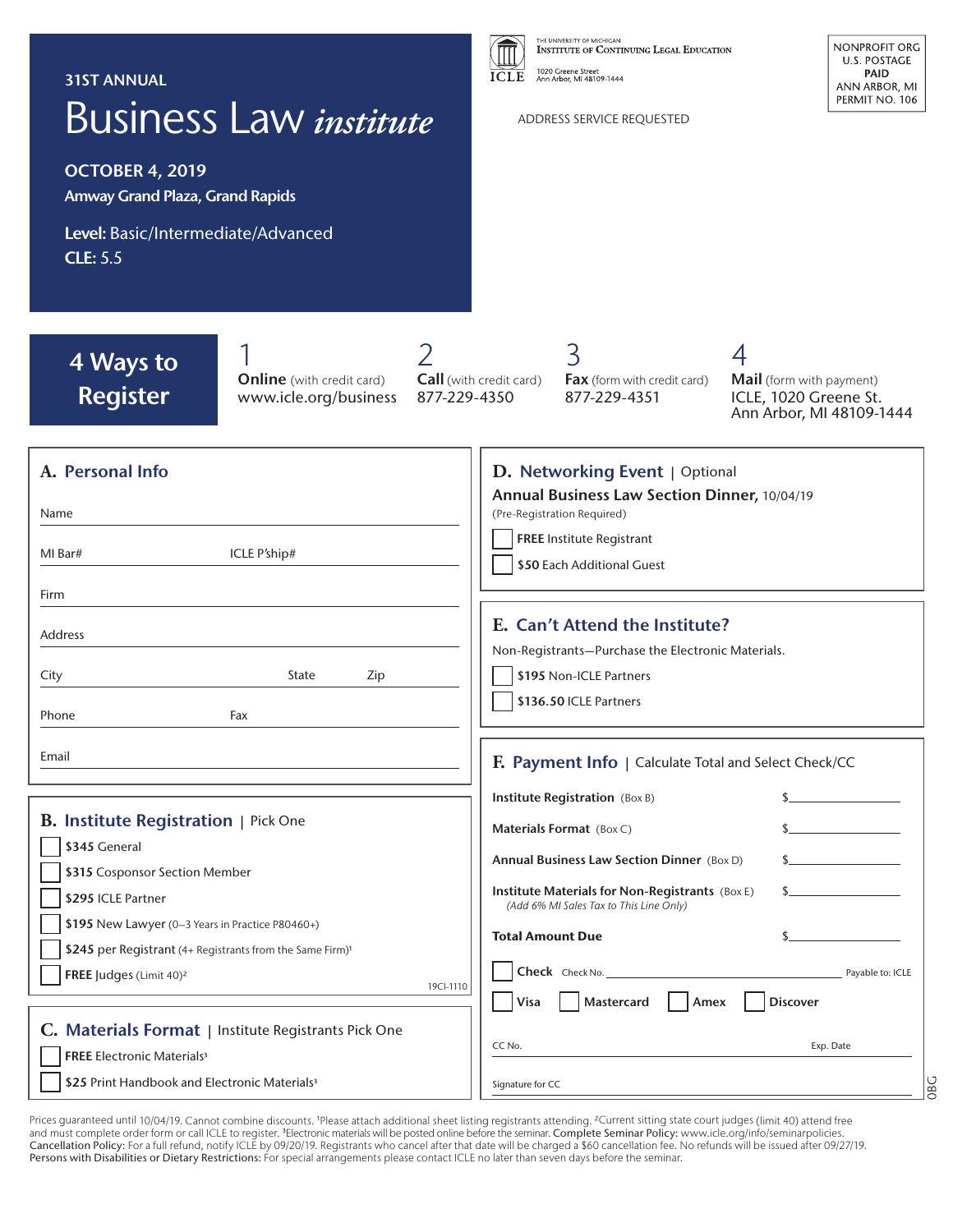31ST ANNUAL

# Business Law *institute*

**OCTOBER 4, 2019**
**Amway Grand Plaza, Grand Rapids**

**Level:** Basic/Intermediate/Advanced
**CLE:** 5.5

THE UNIVERSITY OF MICHIGAN
INSTITUTE OF CONTINUING LEGAL EDUCATION
ICLE
1020 Greene Street
Ann Arbor, MI 48109-1444

ADDRESS SERVICE REQUESTED

NONPROFIT ORG
U.S. POSTAGE
PAID
ANN ARBOR, MI
PERMIT NO. 106

## 4 Ways to Register

1 **Online** (with credit card)
www.icle.org/business

2 **Call** (with credit card)
877-229-4350

3 **Fax** (form with credit card)
877-229-4351

4 **Mail** (form with payment)
ICLE, 1020 Greene St.
Ann Arbor, MI 48109-1444

## A. Personal Info

Name

MI Bar# ICLE P'ship#

Firm

Address

City State Zip

Phone Fax

Email

## B. Institute Registration | Pick One

- ☐ $345 General
- ☐ $315 Cosponsor Section Member
- ☐ $295 ICLE Partner
- ☐ $195 New Lawyer (0–3 Years in Practice P80460+)
- ☐ $245 per Registrant (4+ Registrants from the Same Firm)[1]
- ☐ **FREE** Judges (Limit 40)[2]

19CI-1110

## C. Materials Format | Institute Registrants Pick One

- ☐ **FREE** Electronic Materials[3]
- ☐ $25 Print Handbook and Electronic Materials[3]

## D. Networking Event | Optional

**Annual Business Law Section Dinner,** 10/04/19
(Pre-Registration Required)

- ☐ **FREE** Institute Registrant
- ☐ **$50** Each Additional Guest

## E. Can't Attend the Institute?

Non-Registrants—Purchase the Electronic Materials.

- ☐ **$195** Non-ICLE Partners
- ☐ **$136.50** ICLE Partners

## F. Payment Info | Calculate Total and Select Check/CC

**Institute Registration** (Box B) $________

**Materials Format** (Box C) $________

**Annual Business Law Section Dinner** (Box D) $________

**Institute Materials for Non-Registrants** (Box E) $________
*(Add 6% MI Sales Tax to This Line Only)*

**Total Amount Due** $________

☐ **Check** Check No. ________ Payable to: ICLE

☐ Visa ☐ Mastercard ☐ Amex ☐ Discover

CC No. Exp. Date

Signature for CC

0BG

Prices guaranteed until 10/04/19. Cannot combine discounts. [1]Please attach additional sheet listing registrants attending. [2]Current sitting state court judges (limit 40) attend free and must complete order form or call ICLE to register. [3]Electronic materials will be posted online before the seminar. **Complete Seminar Policy:** www.icle.org/info/seminarpolicies.
**Cancellation Policy:** For a full refund, notify ICLE by 09/20/19. Registrants who cancel after that date will be charged a $60 cancellation fee. No refunds will be issued after 09/27/19.
**Persons with Disabilities or Dietary Restrictions:** For special arrangements please contact ICLE no later than seven days before the seminar.